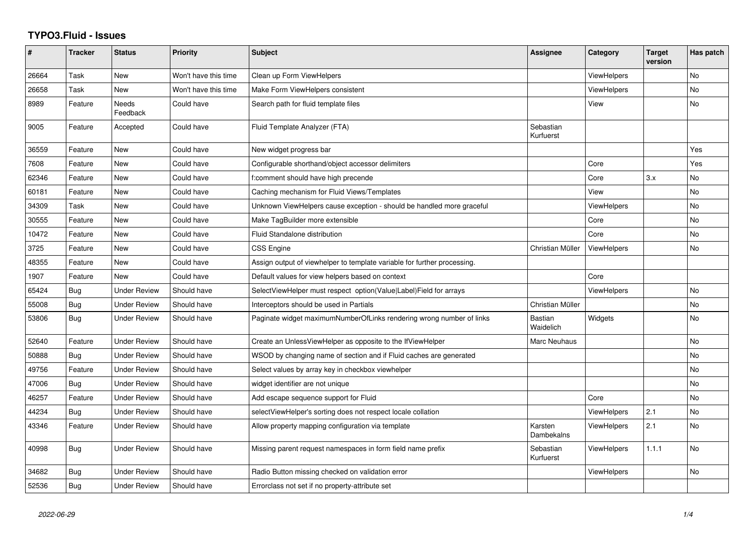# TYPO3.Fluid - Issues

| # | Tracker | Status | Priority | Subject | Assignee | Category | Target version | Has patch |
|---|---|---|---|---|---|---|---|---|
| 26664 | Task | New | Won't have this time | Clean up Form ViewHelpers | | ViewHelpers | | No |
| 26658 | Task | New | Won't have this time | Make Form ViewHelpers consistent | | ViewHelpers | | No |
| 8989 | Feature | Needs Feedback | Could have | Search path for fluid template files | | View | | No |
| 9005 | Feature | Accepted | Could have | Fluid Template Analyzer (FTA) | Sebastian Kurfuerst | | | |
| 36559 | Feature | New | Could have | New widget progress bar | | | | Yes |
| 7608 | Feature | New | Could have | Configurable shorthand/object accessor delimiters | | Core | | Yes |
| 62346 | Feature | New | Could have | f:comment should have high precende | | Core | 3.x | No |
| 60181 | Feature | New | Could have | Caching mechanism for Fluid Views/Templates | | View | | No |
| 34309 | Task | New | Could have | Unknown ViewHelpers cause exception - should be handled more graceful | | ViewHelpers | | No |
| 30555 | Feature | New | Could have | Make TagBuilder more extensible | | Core | | No |
| 10472 | Feature | New | Could have | Fluid Standalone distribution | | Core | | No |
| 3725 | Feature | New | Could have | CSS Engine | Christian Müller | ViewHelpers | | No |
| 48355 | Feature | New | Could have | Assign output of viewhelper to template variable for further processing. | | | | |
| 1907 | Feature | New | Could have | Default values for view helpers based on context | | Core | | |
| 65424 | Bug | Under Review | Should have | SelectViewHelper must respect option(Value\|Label)Field for arrays | | ViewHelpers | | No |
| 55008 | Bug | Under Review | Should have | Interceptors should be used in Partials | Christian Müller | | | No |
| 53806 | Bug | Under Review | Should have | Paginate widget maximumNumberOfLinks rendering wrong number of links | Bastian Waidelich | Widgets | | No |
| 52640 | Feature | Under Review | Should have | Create an UnlessViewHelper as opposite to the IfViewHelper | Marc Neuhaus | | | No |
| 50888 | Bug | Under Review | Should have | WSOD by changing name of section and if Fluid caches are generated | | | | No |
| 49756 | Feature | Under Review | Should have | Select values by array key in checkbox viewhelper | | | | No |
| 47006 | Bug | Under Review | Should have | widget identifier are not unique | | | | No |
| 46257 | Feature | Under Review | Should have | Add escape sequence support for Fluid | | Core | | No |
| 44234 | Bug | Under Review | Should have | selectViewHelper's sorting does not respect locale collation | | ViewHelpers | 2.1 | No |
| 43346 | Feature | Under Review | Should have | Allow property mapping configuration via template | Karsten Dambekalns | ViewHelpers | 2.1 | No |
| 40998 | Bug | Under Review | Should have | Missing parent request namespaces in form field name prefix | Sebastian Kurfuerst | ViewHelpers | 1.1.1 | No |
| 34682 | Bug | Under Review | Should have | Radio Button missing checked on validation error | | ViewHelpers | | No |
| 52536 | Bug | Under Review | Should have | Errorclass not set if no property-attribute set | | | | |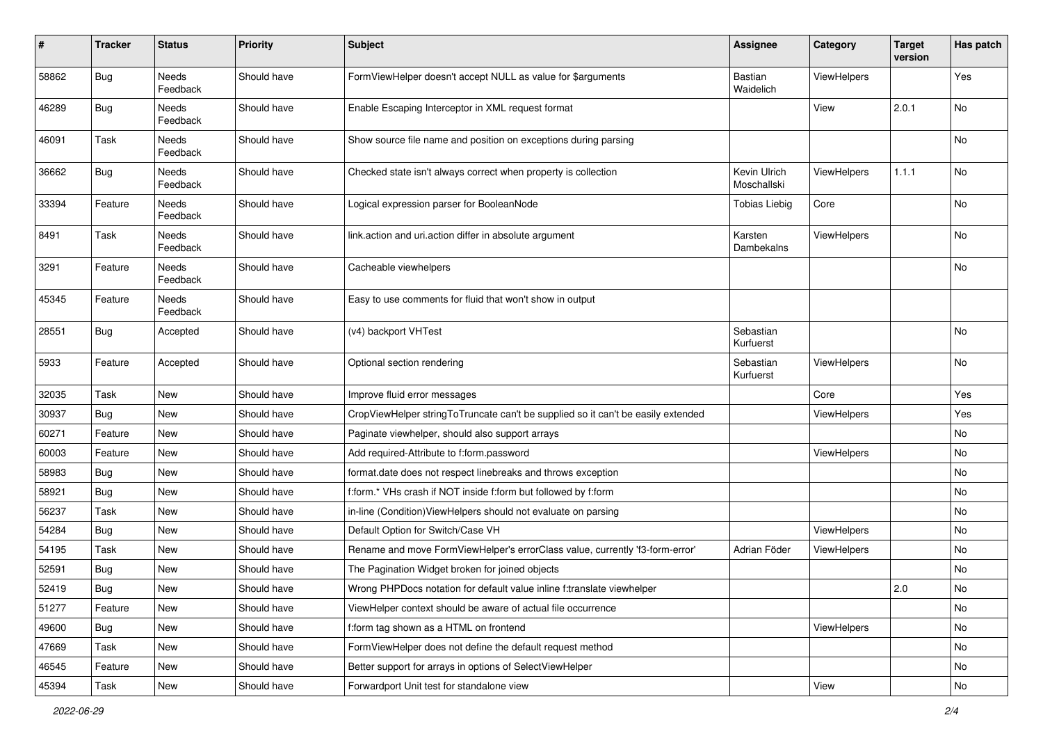| # | Tracker | Status | Priority | Subject | Assignee | Category | Target version | Has patch |
|---|---|---|---|---|---|---|---|---|
| 58862 | Bug | Needs Feedback | Should have | FormViewHelper doesn't accept NULL as value for $arguments | Bastian Waidelich | ViewHelpers | | Yes |
| 46289 | Bug | Needs Feedback | Should have | Enable Escaping Interceptor in XML request format | | View | 2.0.1 | No |
| 46091 | Task | Needs Feedback | Should have | Show source file name and position on exceptions during parsing | | | | No |
| 36662 | Bug | Needs Feedback | Should have | Checked state isn't always correct when property is collection | Kevin Ulrich Moschallski | ViewHelpers | 1.1.1 | No |
| 33394 | Feature | Needs Feedback | Should have | Logical expression parser for BooleanNode | Tobias Liebig | Core | | No |
| 8491 | Task | Needs Feedback | Should have | link.action and uri.action differ in absolute argument | Karsten Dambekalns | ViewHelpers | | No |
| 3291 | Feature | Needs Feedback | Should have | Cacheable viewhelpers | | | | No |
| 45345 | Feature | Needs Feedback | Should have | Easy to use comments for fluid that won't show in output | | | | |
| 28551 | Bug | Accepted | Should have | (v4) backport VHTest | Sebastian Kurfuerst | | | No |
| 5933 | Feature | Accepted | Should have | Optional section rendering | Sebastian Kurfuerst | ViewHelpers | | No |
| 32035 | Task | New | Should have | Improve fluid error messages | | Core | | Yes |
| 30937 | Bug | New | Should have | CropViewHelper stringToTruncate can't be supplied so it can't be easily extended | | ViewHelpers | | Yes |
| 60271 | Feature | New | Should have | Paginate viewhelper, should also support arrays | | | | No |
| 60003 | Feature | New | Should have | Add required-Attribute to f:form.password | | ViewHelpers | | No |
| 58983 | Bug | New | Should have | format.date does not respect linebreaks and throws exception | | | | No |
| 58921 | Bug | New | Should have | f:form.* VHs crash if NOT inside f:form but followed by f:form | | | | No |
| 56237 | Task | New | Should have | in-line (Condition)ViewHelpers should not evaluate on parsing | | | | No |
| 54284 | Bug | New | Should have | Default Option for Switch/Case VH | | ViewHelpers | | No |
| 54195 | Task | New | Should have | Rename and move FormViewHelper's errorClass value, currently 'f3-form-error' | Adrian Föder | ViewHelpers | | No |
| 52591 | Bug | New | Should have | The Pagination Widget broken for joined objects | | | | No |
| 52419 | Bug | New | Should have | Wrong PHPDocs notation for default value inline f:translate viewhelper | | | 2.0 | No |
| 51277 | Feature | New | Should have | ViewHelper context should be aware of actual file occurrence | | | | No |
| 49600 | Bug | New | Should have | f:form tag shown as a HTML on frontend | | ViewHelpers | | No |
| 47669 | Task | New | Should have | FormViewHelper does not define the default request method | | | | No |
| 46545 | Feature | New | Should have | Better support for arrays in options of SelectViewHelper | | | | No |
| 45394 | Task | New | Should have | Forwardport Unit test for standalone view | | View | | No |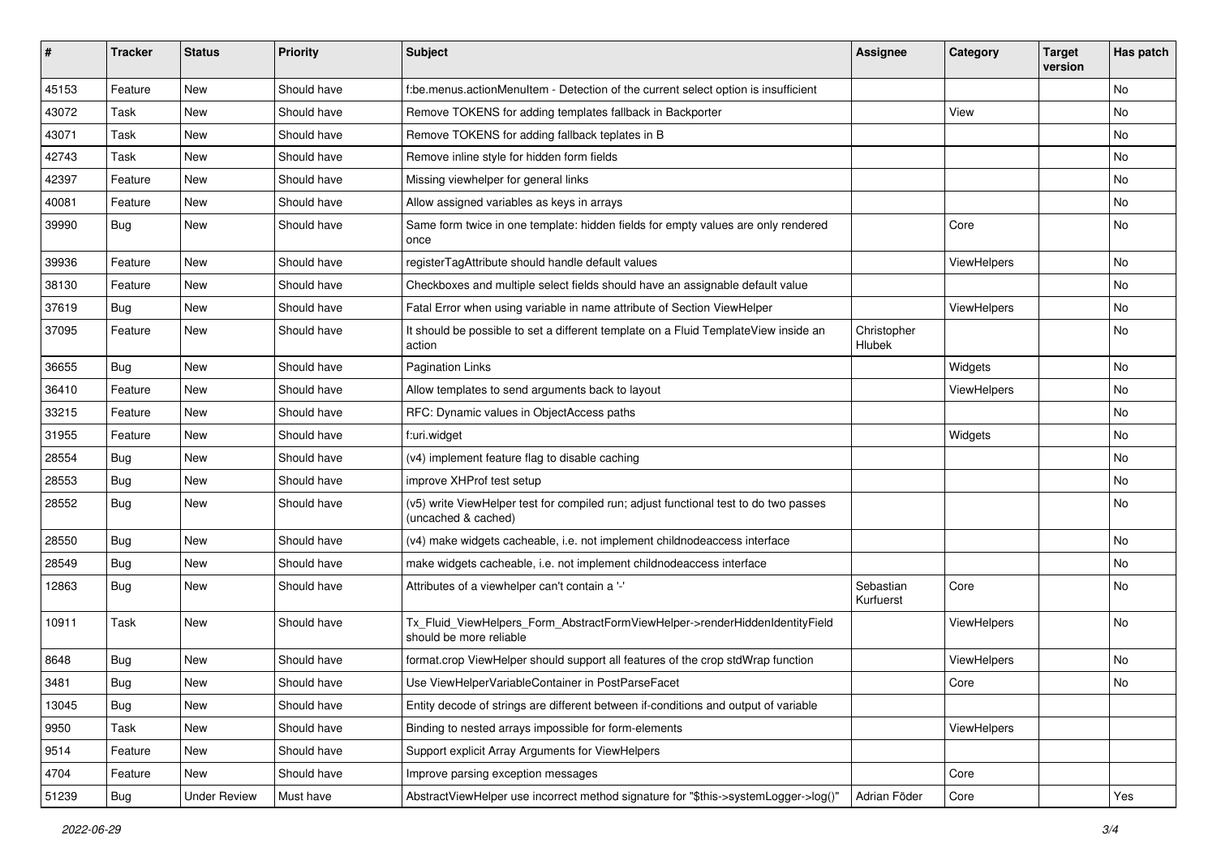| # | Tracker | Status | Priority | Subject | Assignee | Category | Target version | Has patch |
|---|---|---|---|---|---|---|---|---|
| 45153 | Feature | New | Should have | f:be.menus.actionMenuItem - Detection of the current select option is insufficient | | | | No |
| 43072 | Task | New | Should have | Remove TOKENS for adding templates fallback in Backporter | | View | | No |
| 43071 | Task | New | Should have | Remove TOKENS for adding fallback teplates in B | | | | No |
| 42743 | Task | New | Should have | Remove inline style for hidden form fields | | | | No |
| 42397 | Feature | New | Should have | Missing viewhelper for general links | | | | No |
| 40081 | Feature | New | Should have | Allow assigned variables as keys in arrays | | | | No |
| 39990 | Bug | New | Should have | Same form twice in one template: hidden fields for empty values are only rendered once | | Core | | No |
| 39936 | Feature | New | Should have | registerTagAttribute should handle default values | | ViewHelpers | | No |
| 38130 | Feature | New | Should have | Checkboxes and multiple select fields should have an assignable default value | | | | No |
| 37619 | Bug | New | Should have | Fatal Error when using variable in name attribute of Section ViewHelper | | ViewHelpers | | No |
| 37095 | Feature | New | Should have | It should be possible to set a different template on a Fluid TemplateView inside an action | Christopher Hlubek | | | No |
| 36655 | Bug | New | Should have | Pagination Links | | Widgets | | No |
| 36410 | Feature | New | Should have | Allow templates to send arguments back to layout | | ViewHelpers | | No |
| 33215 | Feature | New | Should have | RFC: Dynamic values in ObjectAccess paths | | | | No |
| 31955 | Feature | New | Should have | f:uri.widget | | Widgets | | No |
| 28554 | Bug | New | Should have | (v4) implement feature flag to disable caching | | | | No |
| 28553 | Bug | New | Should have | improve XHProf test setup | | | | No |
| 28552 | Bug | New | Should have | (v5) write ViewHelper test for compiled run; adjust functional test to do two passes (uncached & cached) | | | | No |
| 28550 | Bug | New | Should have | (v4) make widgets cacheable, i.e. not implement childnodeaccess interface | | | | No |
| 28549 | Bug | New | Should have | make widgets cacheable, i.e. not implement childnodeaccess interface | | | | No |
| 12863 | Bug | New | Should have | Attributes of a viewhelper can't contain a '-' | Sebastian Kurfuerst | Core | | No |
| 10911 | Task | New | Should have | Tx_Fluid_ViewHelpers_Form_AbstractFormViewHelper->renderHiddenIdentityField should be more reliable | | ViewHelpers | | No |
| 8648 | Bug | New | Should have | format.crop ViewHelper should support all features of the crop stdWrap function | | ViewHelpers | | No |
| 3481 | Bug | New | Should have | Use ViewHelperVariableContainer in PostParseFacet | | Core | | No |
| 13045 | Bug | New | Should have | Entity decode of strings are different between if-conditions and output of variable | | | | |
| 9950 | Task | New | Should have | Binding to nested arrays impossible for form-elements | | ViewHelpers | | |
| 9514 | Feature | New | Should have | Support explicit Array Arguments for ViewHelpers | | | | |
| 4704 | Feature | New | Should have | Improve parsing exception messages | | Core | | |
| 51239 | Bug | Under Review | Must have | AbstractViewHelper use incorrect method signature for "$this->systemLogger->log()" | Adrian Föder | Core | | Yes |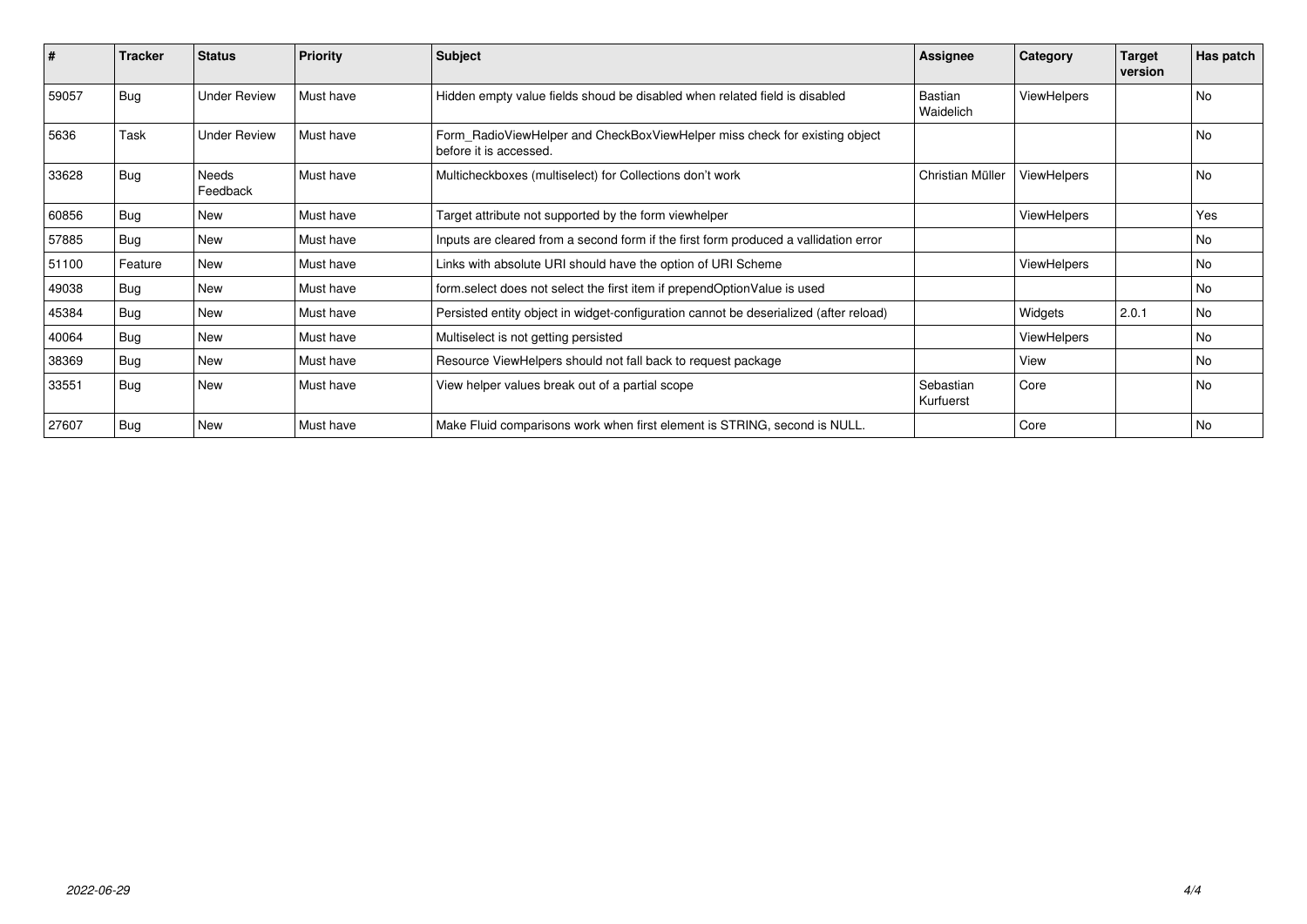| # | Tracker | Status | Priority | Subject | Assignee | Category | Target version | Has patch |
|---|---|---|---|---|---|---|---|---|
| 59057 | Bug | Under Review | Must have | Hidden empty value fields shoud be disabled when related field is disabled | Bastian Waidelich | ViewHelpers | | No |
| 5636 | Task | Under Review | Must have | Form_RadioViewHelper and CheckBoxViewHelper miss check for existing object before it is accessed. | | | | No |
| 33628 | Bug | Needs Feedback | Must have | Multicheckboxes (multiselect) for Collections don't work | Christian Müller | ViewHelpers | | No |
| 60856 | Bug | New | Must have | Target attribute not supported by the form viewhelper | | ViewHelpers | | Yes |
| 57885 | Bug | New | Must have | Inputs are cleared from a second form if the first form produced a vallidation error | | | | No |
| 51100 | Feature | New | Must have | Links with absolute URI should have the option of URI Scheme | | ViewHelpers | | No |
| 49038 | Bug | New | Must have | form.select does not select the first item if prependOptionValue is used | | | | No |
| 45384 | Bug | New | Must have | Persisted entity object in widget-configuration cannot be deserialized (after reload) | | Widgets | 2.0.1 | No |
| 40064 | Bug | New | Must have | Multiselect is not getting persisted | | ViewHelpers | | No |
| 38369 | Bug | New | Must have | Resource ViewHelpers should not fall back to request package | | View | | No |
| 33551 | Bug | New | Must have | View helper values break out of a partial scope | Sebastian Kurfuerst | Core | | No |
| 27607 | Bug | New | Must have | Make Fluid comparisons work when first element is STRING, second is NULL. | | Core | | No |